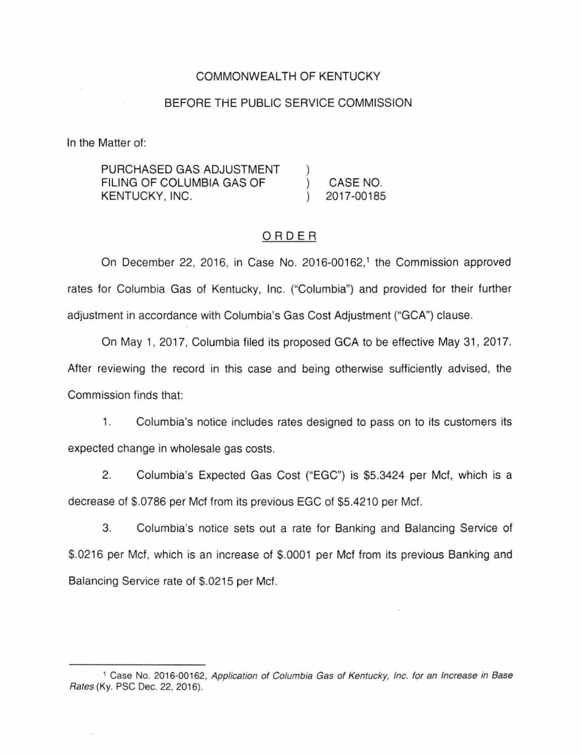COMMONWEALTH OF KENTUCKY

BEFORE THE PUBLIC SERVICE COMMISSION

In the Matter of:

| | | |
|---|---|---|
| PURCHASED GAS ADJUSTMENT FILING OF COLUMBIA GAS OF KENTUCKY, INC. | ) ) ) | CASE NO. 2017-00185 |

## ORDER

On December 22, 2016, in Case No. 2016-00162,[1] the Commission approved rates for Columbia Gas of Kentucky, Inc. ("Columbia") and provided for their further adjustment in accordance with Columbia's Gas Cost Adjustment ("GCA") clause.

On May 1, 2017, Columbia filed its proposed GCA to be effective May 31, 2017. After reviewing the record in this case and being otherwise sufficiently advised, the Commission finds that:

1. Columbia's notice includes rates designed to pass on to its customers its expected change in wholesale gas costs.

2. Columbia's Expected Gas Cost ("EGC") is $5.3424 per Mcf, which is a decrease of $.0786 per Mcf from its previous EGC of $5.4210 per Mcf.

3. Columbia's notice sets out a rate for Banking and Balancing Service of $.0216 per Mcf, which is an increase of $.0001 per Mcf from its previous Banking and Balancing Service rate of $.0215 per Mcf.

---

[1] Case No. 2016-00162, *Application of Columbia Gas of Kentucky, Inc. for an Increase in Base Rates* (Ky. PSC Dec. 22, 2016).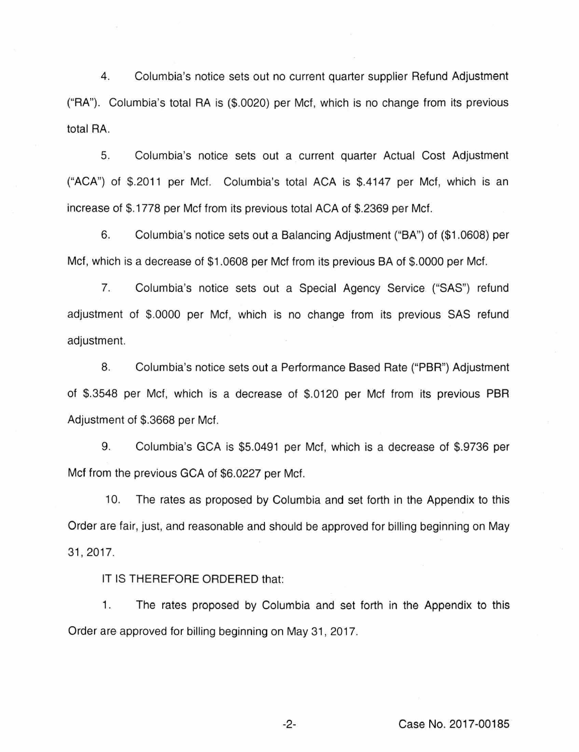4. Columbia's notice sets out no current quarter supplier Refund Adjustment ("RA"). Columbia's total RA is ($.0020) per Mcf, which is no change from its previous total RA.

5. Columbia's notice sets out a current quarter Actual Cost Adjustment ("ACA") of $.2011 per Mcf. Columbia's total ACA is $.4147 per Mcf, which is an increase of $.1778 per Mcf from its previous total ACA of $.2369 per Mcf.

6. Columbia's notice sets out a Balancing Adjustment ("BA") of ($1.0608) per Mcf, which is a decrease of $1.0608 per Mcf from its previous BA of $.0000 per Mcf.

7. Columbia's notice sets out a Special Agency Service ("SAS") refund adjustment of $.0000 per Mcf, which is no change from its previous SAS refund adjustment.

8. Columbia's notice sets out a Performance Based Rate ("PBR") Adjustment of $.3548 per Mcf, which is a decrease of $.0120 per Mcf from its previous PBR Adjustment of $.3668 per Mcf.

9. Columbia's GCA is $5.0491 per Mcf, which is a decrease of $.9736 per Mcf from the previous GCA of $6.0227 per Mcf.

10. The rates as proposed by Columbia and set forth in the Appendix to this Order are fair, just, and reasonable and should be approved for billing beginning on May 31, 2017.

IT IS THEREFORE ORDERED that:

1. The rates proposed by Columbia and set forth in the Appendix to this Order are approved for billing beginning on May 31, 2017.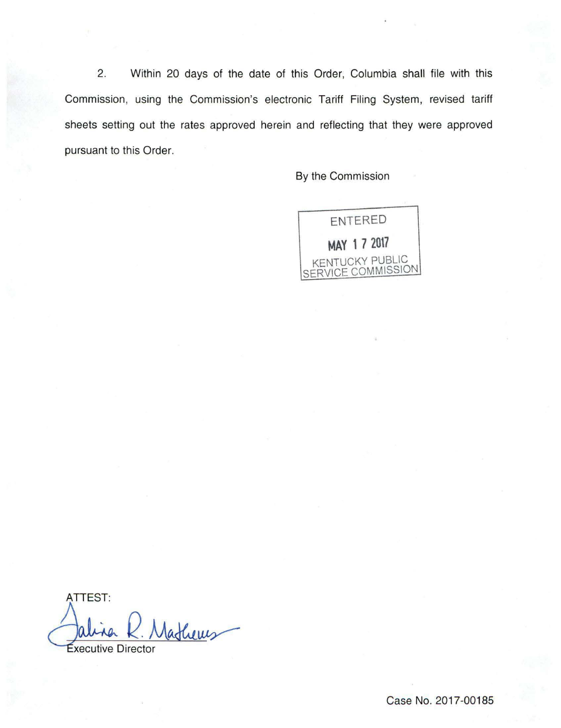2. Within 20 days of the date of this Order, Columbia shall file with this Commission, using the Commission's electronic Tariff Filing System, revised tariff sheets setting out the rates approved herein and reflecting that they were approved pursuant to this Order.

By the Commission

ENTERED

MAY 17 2017

KENTUCKY PUBLIC SERVICE COMMISSION

ATTEST:

Executive Director

Case No. 2017-00185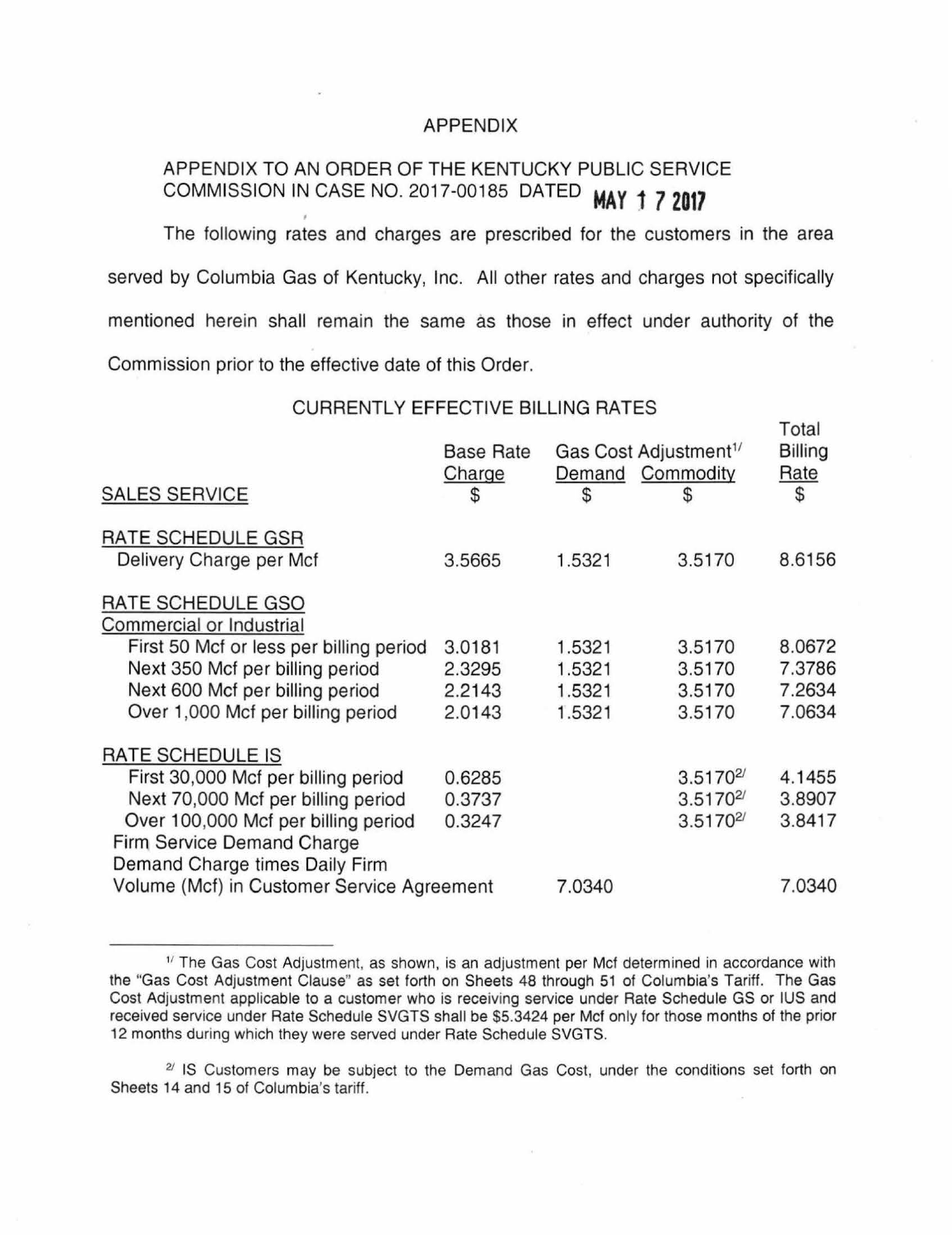# APPENDIX

APPENDIX TO AN ORDER OF THE KENTUCKY PUBLIC SERVICE COMMISSION IN CASE NO. 2017-00185 DATED MAY 1 7 2017

The following rates and charges are prescribed for the customers in the area served by Columbia Gas of Kentucky, Inc. All other rates and charges not specifically mentioned herein shall remain the same as those in effect under authority of the Commission prior to the effective date of this Order.

CURRENTLY EFFECTIVE BILLING RATES

| SALES SERVICE | Base Rate Charge $ | Gas Cost Adjustment[1] Demand $ | Gas Cost Adjustment[1] Commodity $ | Total Billing Rate $ |
|---|---|---|---|---|
| RATE SCHEDULE GSR | | | | |
| Delivery Charge per Mcf | 3.5665 | 1.5321 | 3.5170 | 8.6156 |
| RATE SCHEDULE GSO | | | | |
| Commercial or Industrial | | | | |
| First 50 Mcf or less per billing period | 3.0181 | 1.5321 | 3.5170 | 8.0672 |
| Next 350 Mcf per billing period | 2.3295 | 1.5321 | 3.5170 | 7.3786 |
| Next 600 Mcf per billing period | 2.2143 | 1.5321 | 3.5170 | 7.2634 |
| Over 1,000 Mcf per billing period | 2.0143 | 1.5321 | 3.5170 | 7.0634 |
| RATE SCHEDULE IS | | | | |
| First 30,000 Mcf per billing period | 0.6285 | | 3.5170[2] | 4.1455 |
| Next 70,000 Mcf per billing period | 0.3737 | | 3.5170[2] | 3.8907 |
| Over 100,000 Mcf per billing period | 0.3247 | | 3.5170[2] | 3.8417 |
| Firm Service Demand Charge | | | | |
| Demand Charge times Daily Firm | | | | |
| Volume (Mcf) in Customer Service Agreement | | 7.0340 | | 7.0340 |

[1] The Gas Cost Adjustment, as shown, is an adjustment per Mcf determined in accordance with the "Gas Cost Adjustment Clause" as set forth on Sheets 48 through 51 of Columbia's Tariff. The Gas Cost Adjustment applicable to a customer who is receiving service under Rate Schedule GS or IUS and received service under Rate Schedule SVGTS shall be $5.3424 per Mcf only for those months of the prior 12 months during which they were served under Rate Schedule SVGTS.

[2] IS Customers may be subject to the Demand Gas Cost, under the conditions set forth on Sheets 14 and 15 of Columbia's tariff.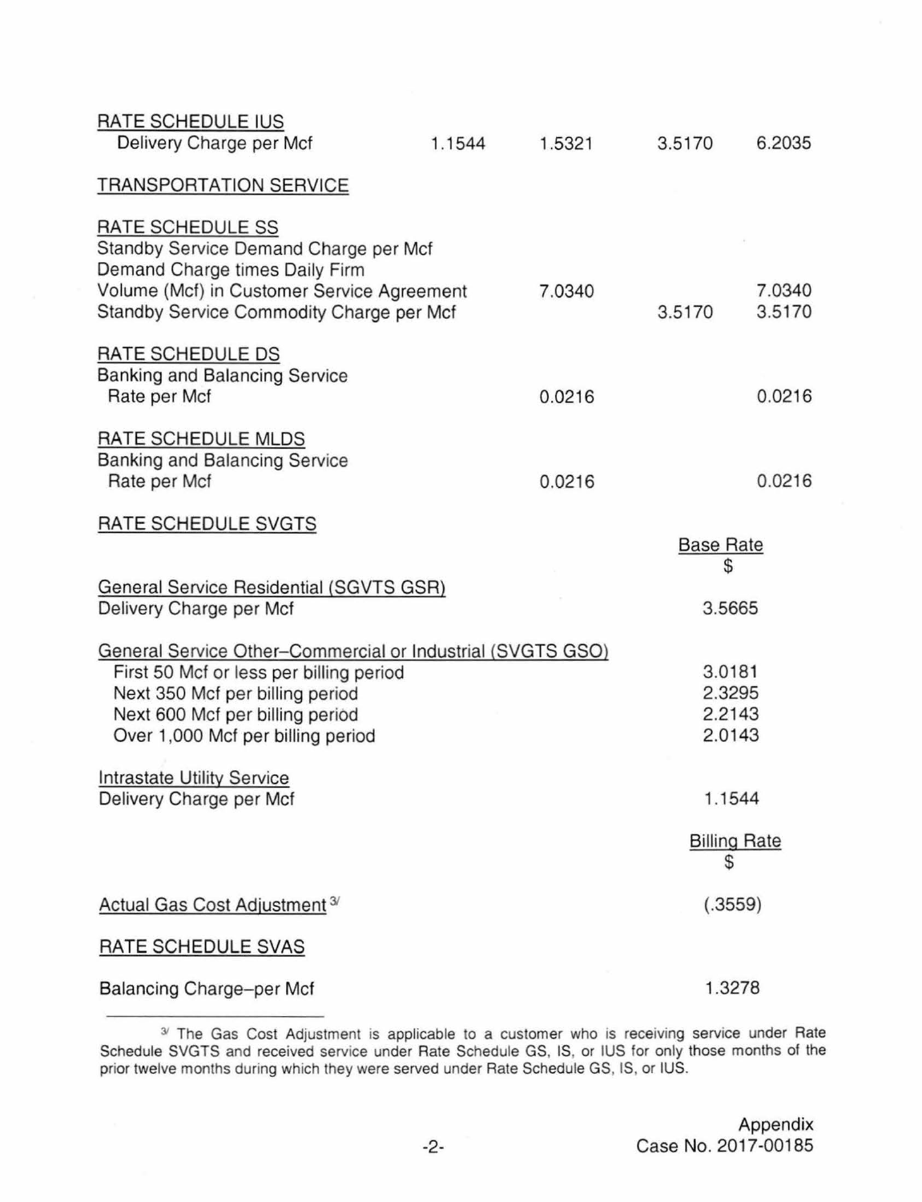| | | | | |
|---|---|---|---|---|
| RATE SCHEDULE IUS | | | | |
| Delivery Charge per Mcf | 1.1544 | 1.5321 | 3.5170 | 6.2035 |
| TRANSPORTATION SERVICE | | | | |
| RATE SCHEDULE SS | | | | |
| Standby Service Demand Charge per Mcf Demand Charge times Daily Firm Volume (Mcf) in Customer Service Agreement | | 7.0340 | | 7.0340 |
| Standby Service Commodity Charge per Mcf | | | 3.5170 | 3.5170 |
| RATE SCHEDULE DS | | | | |
| Banking and Balancing Service Rate per Mcf | | 0.0216 | | 0.0216 |
| RATE SCHEDULE MLDS | | | | |
| Banking and Balancing Service Rate per Mcf | | 0.0216 | | 0.0216 |

RATE SCHEDULE SVGTS

| | Base Rate $ |
|---|---|
| **General Service Residential (SGVTS GSR)** | |
| Delivery Charge per Mcf | 3.5665 |
| **General Service Other–Commercial or Industrial (SVGTS GSO)** | |
| First 50 Mcf or less per billing period | 3.0181 |
| Next 350 Mcf per billing period | 2.3295 |
| Next 600 Mcf per billing period | 2.2143 |
| Over 1,000 Mcf per billing period | 2.0143 |
| **Intrastate Utility Service** | |
| Delivery Charge per Mcf | 1.1544 |

| | Billing Rate $ |
|---|---|
| Actual Gas Cost Adjustment [3] | (.3559) |

RATE SCHEDULE SVAS

| | |
|---|---|
| Balancing Charge–per Mcf | 1.3278 |

[3] The Gas Cost Adjustment is applicable to a customer who is receiving service under Rate Schedule SVGTS and received service under Rate Schedule GS, IS, or IUS for only those months of the prior twelve months during which they were served under Rate Schedule GS, IS, or IUS.

Appendix
Case No. 2017-00185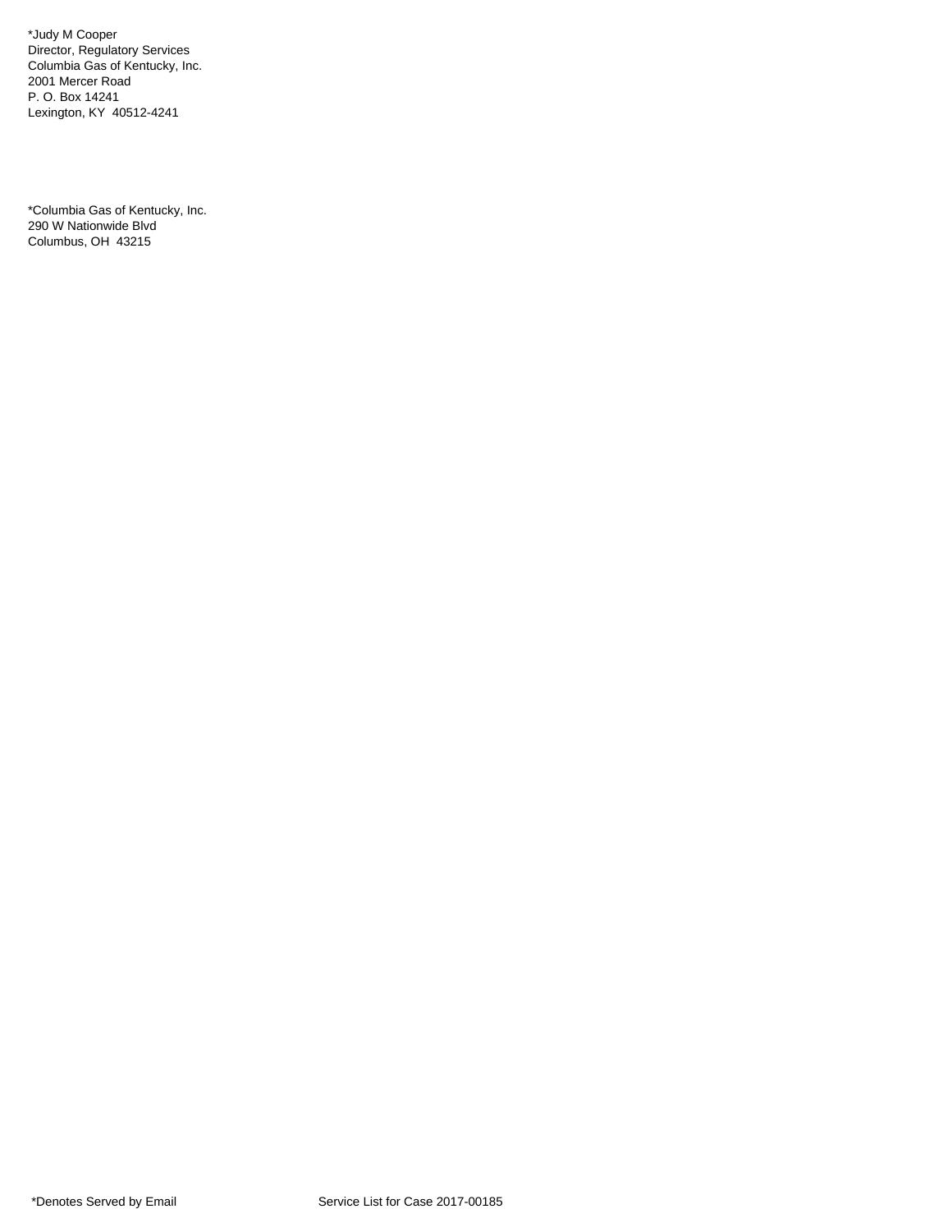*Judy M Cooper
Director, Regulatory Services
Columbia Gas of Kentucky, Inc.
2001 Mercer Road
P. O. Box 14241
Lexington, KY  40512-4241

*Columbia Gas of Kentucky, Inc.
290 W Nationwide Blvd
Columbus, OH  43215

*Denotes Served by Email

Service List for Case 2017-00185